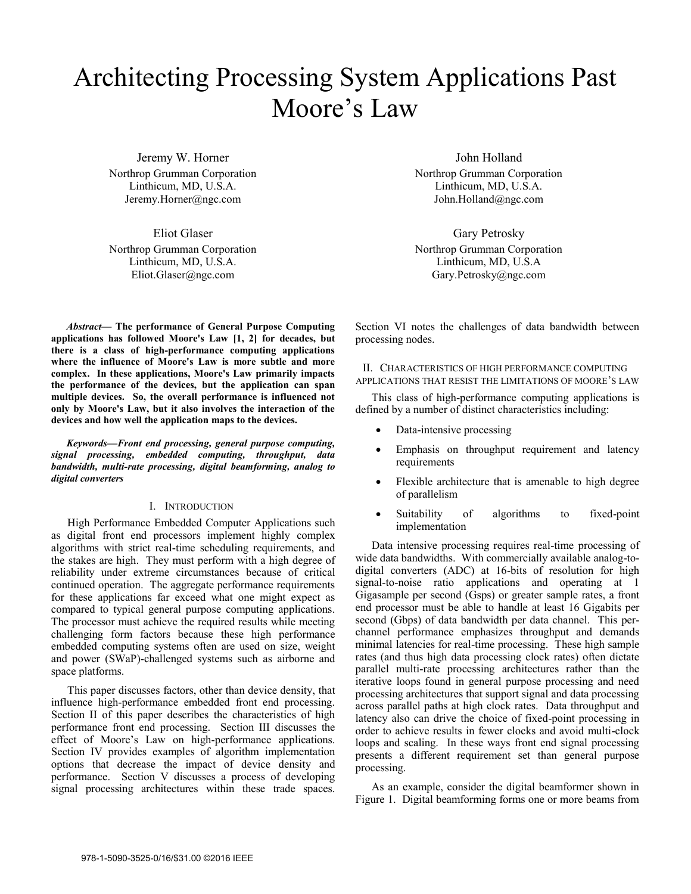# Architecting Processing System Applications Past Moore's Law

Jeremy W. Horner
Northrop Grumman Corporation
Linthicum, MD, U.S.A.
Jeremy.Horner@ngc.com

John Holland
Northrop Grumman Corporation
Linthicum, MD, U.S.A.
John.Holland@ngc.com

Eliot Glaser
Northrop Grumman Corporation
Linthicum, MD, U.S.A.
Eliot.Glaser@ngc.com

Gary Petrosky
Northrop Grumman Corporation
Linthicum, MD, U.S.A
Gary.Petrosky@ngc.com

***Abstract*— The performance of General Purpose Computing applications has followed Moore's Law [1, 2] for decades, but there is a class of high-performance computing applications where the influence of Moore's Law is more subtle and more complex. In these applications, Moore's Law primarily impacts the performance of the devices, but the application can span multiple devices. So, the overall performance is influenced not only by Moore's Law, but it also involves the interaction of the devices and how well the application maps to the devices.**

***Keywords—Front end processing, general purpose computing, signal processing, embedded computing, throughput, data bandwidth, multi-rate processing, digital beamforming, analog to digital converters***

## I. Introduction

High Performance Embedded Computer Applications such as digital front end processors implement highly complex algorithms with strict real-time scheduling requirements, and the stakes are high. They must perform with a high degree of reliability under extreme circumstances because of critical continued operation. The aggregate performance requirements for these applications far exceed what one might expect as compared to typical general purpose computing applications. The processor must achieve the required results while meeting challenging form factors because these high performance embedded computing systems often are used on size, weight and power (SWaP)-challenged systems such as airborne and space platforms.

This paper discusses factors, other than device density, that influence high-performance embedded front end processing. Section II of this paper describes the characteristics of high performance front end processing. Section III discusses the effect of Moore's Law on high-performance applications. Section IV provides examples of algorithm implementation options that decrease the impact of device density and performance. Section V discusses a process of developing signal processing architectures within these trade spaces. Section VI notes the challenges of data bandwidth between processing nodes.

## II. Characteristics of High Performance Computing Applications That Resist the Limitations of Moore's Law

This class of high-performance computing applications is defined by a number of distinct characteristics including:

- Data-intensive processing
- Emphasis on throughput requirement and latency requirements
- Flexible architecture that is amenable to high degree of parallelism
- Suitability of algorithms to fixed-point implementation

Data intensive processing requires real-time processing of wide data bandwidths. With commercially available analog-to-digital converters (ADC) at 16-bits of resolution for high signal-to-noise ratio applications and operating at 1 Gigasample per second (Gsps) or greater sample rates, a front end processor must be able to handle at least 16 Gigabits per second (Gbps) of data bandwidth per data channel. This per-channel performance emphasizes throughput and demands minimal latencies for real-time processing. These high sample rates (and thus high data processing clock rates) often dictate parallel multi-rate processing architectures rather than the iterative loops found in general purpose processing and need processing architectures that support signal and data processing across parallel paths at high clock rates. Data throughput and latency also can drive the choice of fixed-point processing in order to achieve results in fewer clocks and avoid multi-clock loops and scaling. In these ways front end signal processing presents a different requirement set than general purpose processing.

As an example, consider the digital beamformer shown in Figure 1. Digital beamforming forms one or more beams from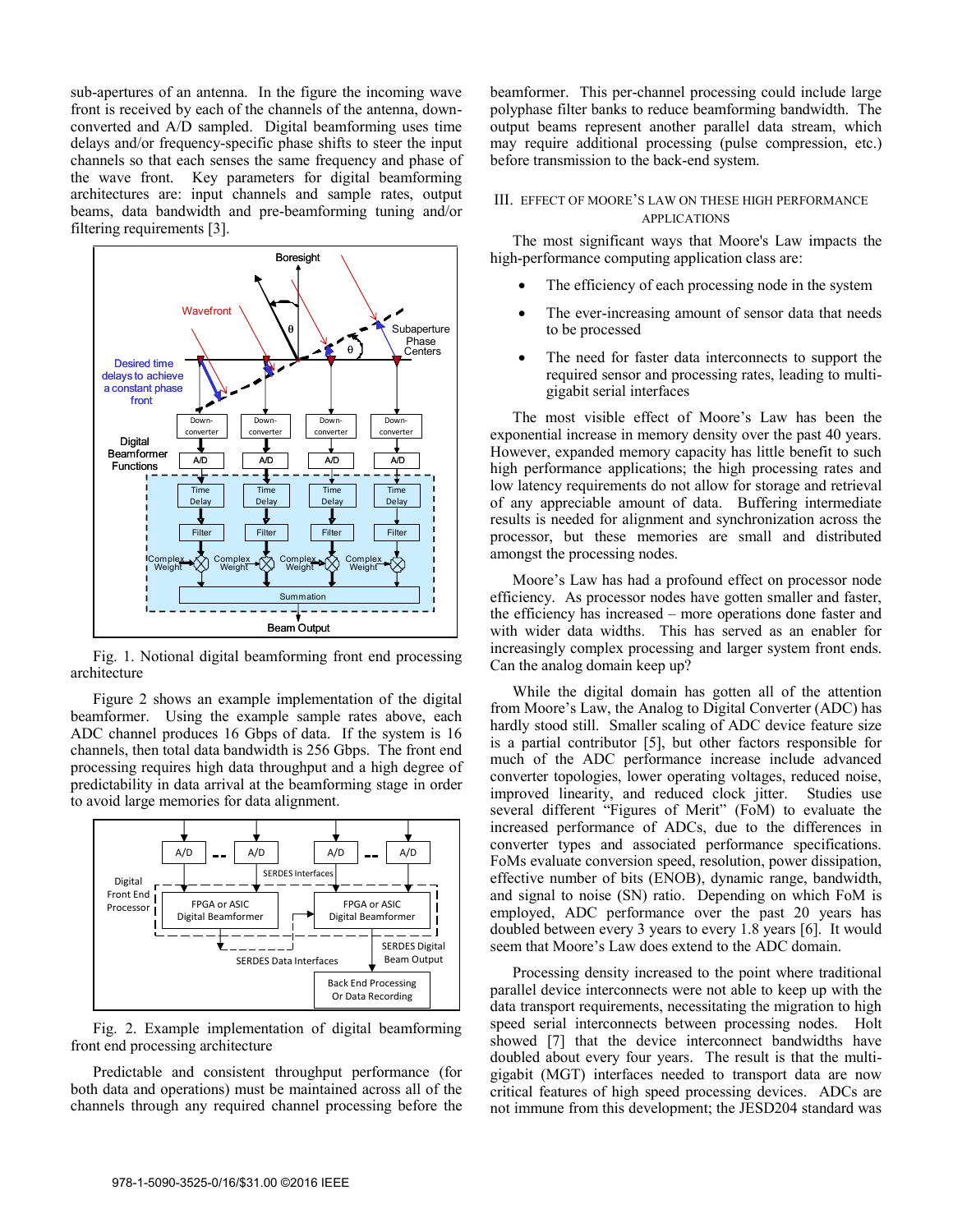sub-apertures of an antenna. In the figure the incoming wave front is received by each of the channels of the antenna, down-converted and A/D sampled. Digital beamforming uses time delays and/or frequency-specific phase shifts to steer the input channels so that each senses the same frequency and phase of the wave front. Key parameters for digital beamforming architectures are: input channels and sample rates, output beams, data bandwidth and pre-beamforming tuning and/or filtering requirements [3].

Fig. 1. Notional digital beamforming front end processing architecture

Figure 2 shows an example implementation of the digital beamformer. Using the example sample rates above, each ADC channel produces 16 Gbps of data. If the system is 16 channels, then total data bandwidth is 256 Gbps. The front end processing requires high data throughput and a high degree of predictability in data arrival at the beamforming stage in order to avoid large memories for data alignment.

Fig. 2. Example implementation of digital beamforming front end processing architecture

Predictable and consistent throughput performance (for both data and operations) must be maintained across all of the channels through any required channel processing before the beamformer. This per-channel processing could include large polyphase filter banks to reduce beamforming bandwidth. The output beams represent another parallel data stream, which may require additional processing (pulse compression, etc.) before transmission to the back-end system.

## III. Effect of Moore's Law on These High Performance Applications

The most significant ways that Moore's Law impacts the high-performance computing application class are:

- The efficiency of each processing node in the system
- The ever-increasing amount of sensor data that needs to be processed
- The need for faster data interconnects to support the required sensor and processing rates, leading to multi-gigabit serial interfaces

The most visible effect of Moore's Law has been the exponential increase in memory density over the past 40 years. However, expanded memory capacity has little benefit to such high performance applications; the high processing rates and low latency requirements do not allow for storage and retrieval of any appreciable amount of data. Buffering intermediate results is needed for alignment and synchronization across the processor, but these memories are small and distributed amongst the processing nodes.

Moore's Law has had a profound effect on processor node efficiency. As processor nodes have gotten smaller and faster, the efficiency has increased – more operations done faster and with wider data widths. This has served as an enabler for increasingly complex processing and larger system front ends. Can the analog domain keep up?

While the digital domain has gotten all of the attention from Moore's Law, the Analog to Digital Converter (ADC) has hardly stood still. Smaller scaling of ADC device feature size is a partial contributor [5], but other factors responsible for much of the ADC performance increase include advanced converter topologies, lower operating voltages, reduced noise, improved linearity, and reduced clock jitter. Studies use several different "Figures of Merit" (FoM) to evaluate the increased performance of ADCs, due to the differences in converter types and associated performance specifications. FoMs evaluate conversion speed, resolution, power dissipation, effective number of bits (ENOB), dynamic range, bandwidth, and signal to noise (SN) ratio. Depending on which FoM is employed, ADC performance over the past 20 years has doubled between every 3 years to every 1.8 years [6]. It would seem that Moore's Law does extend to the ADC domain.

Processing density increased to the point where traditional parallel device interconnects were not able to keep up with the data transport requirements, necessitating the migration to high speed serial interconnects between processing nodes. Holt showed [7] that the device interconnect bandwidths have doubled about every four years. The result is that the multi-gigabit (MGT) interfaces needed to transport data are now critical features of high speed processing devices. ADCs are not immune from this development; the JESD204 standard was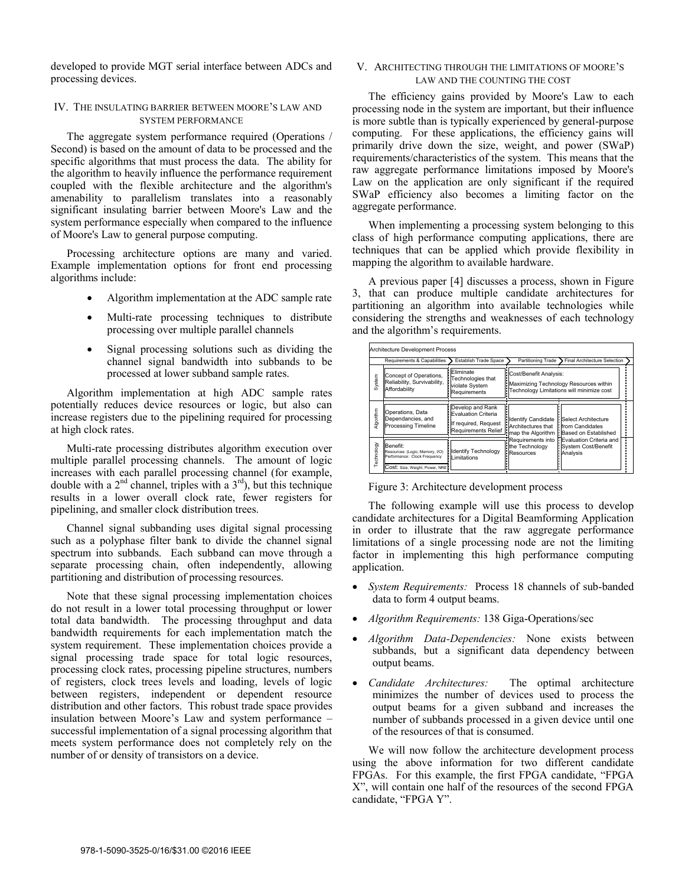developed to provide MGT serial interface between ADCs and processing devices.

## IV. The insulating barrier between Moore's Law and system performance

The aggregate system performance required (Operations / Second) is based on the amount of data to be processed and the specific algorithms that must process the data. The ability for the algorithm to heavily influence the performance requirement coupled with the flexible architecture and the algorithm's amenability to parallelism translates into a reasonably significant insulating barrier between Moore's Law and the system performance especially when compared to the influence of Moore's Law to general purpose computing.

Processing architecture options are many and varied. Example implementation options for front end processing algorithms include:

- Algorithm implementation at the ADC sample rate
- Multi-rate processing techniques to distribute processing over multiple parallel channels
- Signal processing solutions such as dividing the channel signal bandwidth into subbands to be processed at lower subband sample rates.

Algorithm implementation at high ADC sample rates potentially reduces device resources or logic, but also can increase registers due to the pipelining required for processing at high clock rates.

Multi-rate processing distributes algorithm execution over multiple parallel processing channels. The amount of logic increases with each parallel processing channel (for example, double with a $2^{nd}$ channel, triples with a $3^{rd}$), but this technique results in a lower overall clock rate, fewer registers for pipelining, and smaller clock distribution trees.

Channel signal subbanding uses digital signal processing such as a polyphase filter bank to divide the channel signal spectrum into subbands. Each subband can move through a separate processing chain, often independently, allowing partitioning and distribution of processing resources.

Note that these signal processing implementation choices do not result in a lower total processing throughput or lower total data bandwidth. The processing throughput and data bandwidth requirements for each implementation match the system requirement. These implementation choices provide a signal processing trade space for total logic resources, processing clock rates, processing pipeline structures, numbers of registers, clock trees levels and loading, levels of logic between registers, independent or dependent resource distribution and other factors. This robust trade space provides insulation between Moore's Law and system performance – successful implementation of a signal processing algorithm that meets system performance does not completely rely on the number of or density of transistors on a device.

## V. Architecting through the limitations of Moore's Law and the counting the cost

The efficiency gains provided by Moore's Law to each processing node in the system are important, but their influence is more subtle than is typically experienced by general-purpose computing. For these applications, the efficiency gains will primarily drive down the size, weight, and power (SWaP) requirements/characteristics of the system. This means that the raw aggregate performance limitations imposed by Moore's Law on the application are only significant if the required SWaP efficiency also becomes a limiting factor on the aggregate performance.

When implementing a processing system belonging to this class of high performance computing applications, there are techniques that can be applied which provide flexibility in mapping the algorithm to available hardware.

A previous paper [4] discusses a process, shown in Figure 3, that can produce multiple candidate architectures for partitioning an algorithm into available technologies while considering the strengths and weaknesses of each technology and the algorithm's requirements.

| Architecture Development Process | Requirements & Capabilities | Establish Trade Space | Partitioning Trade | Final Architecture Selection |
|---|---|---|---|---|
| System | Concept of Operations, Reliability, Survivability, Affordability | Eliminate Technologies that violate System Requirements | Cost/Benefit Analysis: Maximizing Technology Resources within Technology Limitations will minimize cost | |
| Algorithm | Operations, Data Dependancies, and Processing Timeline | Develop and Rank Evaluation Criteria. If required, Request Requirements Relief | Identify Candidate Architectures that map the Algorithm Requirements into the Technology Resources | Select Architecture from Candidates Based on Established Evaluation Criteria and System Cost/Benefit Analysis |
| Technology | Benefit: Resources: (Logic, Memory, I/O) Performance: Clock Frequency. Cost: Size, Weight, Power, NRE | Identify Technology Limitations | | |

Figure 3: Architecture development process

The following example will use this process to develop candidate architectures for a Digital Beamforming Application in order to illustrate that the raw aggregate performance limitations of a single processing node are not the limiting factor in implementing this high performance computing application.

- *System Requirements:* Process 18 channels of sub-banded data to form 4 output beams.
- *Algorithm Requirements:* 138 Giga-Operations/sec
- *Algorithm Data-Dependencies:* None exists between subbands, but a significant data dependency between output beams.
- *Candidate Architectures:* The optimal architecture minimizes the number of devices used to process the output beams for a given subband and increases the number of subbands processed in a given device until one of the resources of that is consumed.

We will now follow the architecture development process using the above information for two different candidate FPGAs. For this example, the first FPGA candidate, "FPGA X", will contain one half of the resources of the second FPGA candidate, "FPGA Y".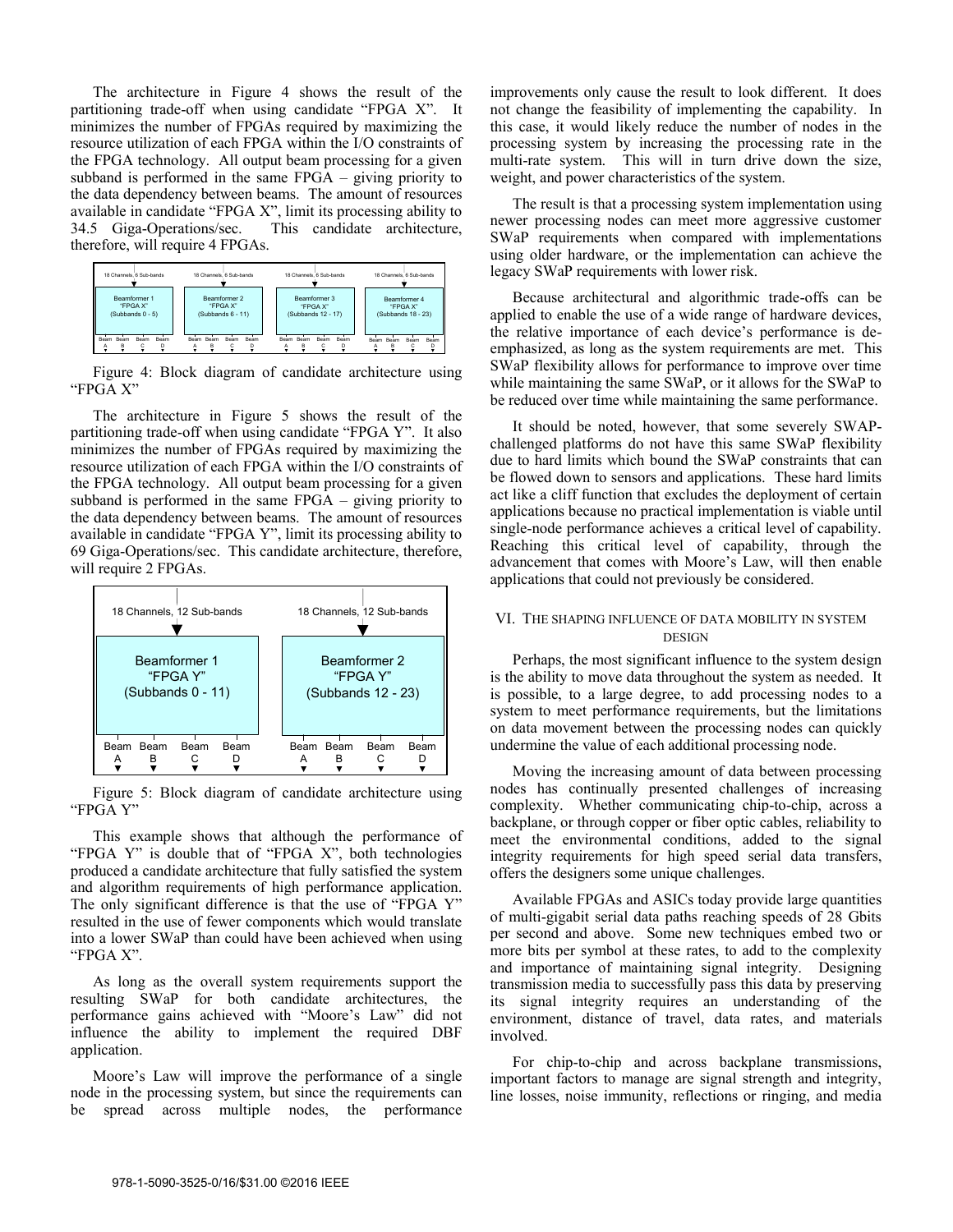The architecture in Figure 4 shows the result of the partitioning trade-off when using candidate "FPGA X". It minimizes the number of FPGAs required by maximizing the resource utilization of each FPGA within the I/O constraints of the FPGA technology. All output beam processing for a given subband is performed in the same FPGA – giving priority to the data dependency between beams. The amount of resources available in candidate "FPGA X", limit its processing ability to 34.5 Giga-Operations/sec. This candidate architecture, therefore, will require 4 FPGAs.

Figure 4: Block diagram of candidate architecture using "FPGA X"

The architecture in Figure 5 shows the result of the partitioning trade-off when using candidate "FPGA Y". It also minimizes the number of FPGAs required by maximizing the resource utilization of each FPGA within the I/O constraints of the FPGA technology. All output beam processing for a given subband is performed in the same FPGA – giving priority to the data dependency between beams. The amount of resources available in candidate "FPGA Y", limit its processing ability to 69 Giga-Operations/sec. This candidate architecture, therefore, will require 2 FPGAs.

Figure 5: Block diagram of candidate architecture using "FPGA Y"

This example shows that although the performance of "FPGA Y" is double that of "FPGA X", both technologies produced a candidate architecture that fully satisfied the system and algorithm requirements of high performance application. The only significant difference is that the use of "FPGA Y" resulted in the use of fewer components which would translate into a lower SWaP than could have been achieved when using "FPGA X".

As long as the overall system requirements support the resulting SWaP for both candidate architectures, the performance gains achieved with "Moore's Law" did not influence the ability to implement the required DBF application.

Moore's Law will improve the performance of a single node in the processing system, but since the requirements can be spread across multiple nodes, the performance improvements only cause the result to look different. It does not change the feasibility of implementing the capability. In this case, it would likely reduce the number of nodes in the processing system by increasing the processing rate in the multi-rate system. This will in turn drive down the size, weight, and power characteristics of the system.

The result is that a processing system implementation using newer processing nodes can meet more aggressive customer SWaP requirements when compared with implementations using older hardware, or the implementation can achieve the legacy SWaP requirements with lower risk.

Because architectural and algorithmic trade-offs can be applied to enable the use of a wide range of hardware devices, the relative importance of each device's performance is de-emphasized, as long as the system requirements are met. This SWaP flexibility allows for performance to improve over time while maintaining the same SWaP, or it allows for the SWaP to be reduced over time while maintaining the same performance.

It should be noted, however, that some severely SWAP-challenged platforms do not have this same SWaP flexibility due to hard limits which bound the SWaP constraints that can be flowed down to sensors and applications. These hard limits act like a cliff function that excludes the deployment of certain applications because no practical implementation is viable until single-node performance achieves a critical level of capability. Reaching this critical level of capability, through the advancement that comes with Moore's Law, will then enable applications that could not previously be considered.

## VI. The Shaping Influence of Data Mobility in System Design

Perhaps, the most significant influence to the system design is the ability to move data throughout the system as needed. It is possible, to a large degree, to add processing nodes to a system to meet performance requirements, but the limitations on data movement between the processing nodes can quickly undermine the value of each additional processing node.

Moving the increasing amount of data between processing nodes has continually presented challenges of increasing complexity. Whether communicating chip-to-chip, across a backplane, or through copper or fiber optic cables, reliability to meet the environmental conditions, added to the signal integrity requirements for high speed serial data transfers, offers the designers some unique challenges.

Available FPGAs and ASICs today provide large quantities of multi-gigabit serial data paths reaching speeds of 28 Gbits per second and above. Some new techniques embed two or more bits per symbol at these rates, to add to the complexity and importance of maintaining signal integrity. Designing transmission media to successfully pass this data by preserving its signal integrity requires an understanding of the environment, distance of travel, data rates, and materials involved.

For chip-to-chip and across backplane transmissions, important factors to manage are signal strength and integrity, line losses, noise immunity, reflections or ringing, and media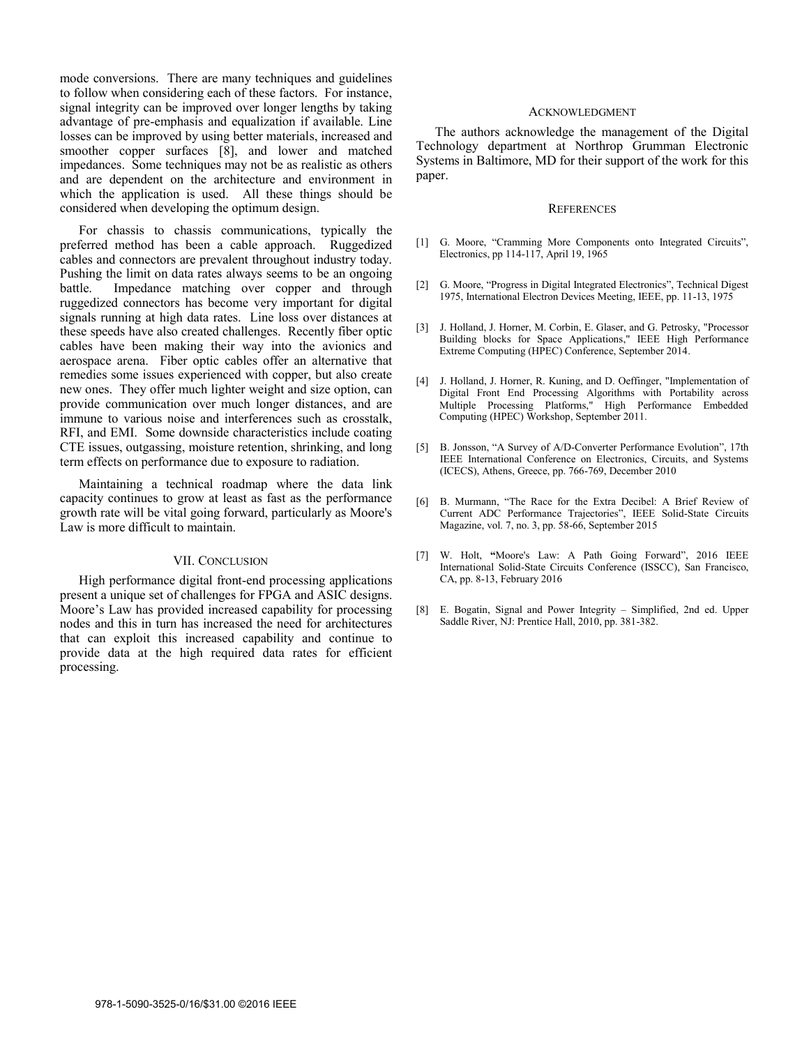mode conversions. There are many techniques and guidelines to follow when considering each of these factors. For instance, signal integrity can be improved over longer lengths by taking advantage of pre-emphasis and equalization if available. Line losses can be improved by using better materials, increased and smoother copper surfaces [8], and lower and matched impedances. Some techniques may not be as realistic as others and are dependent on the architecture and environment in which the application is used. All these things should be considered when developing the optimum design.

For chassis to chassis communications, typically the preferred method has been a cable approach. Ruggedized cables and connectors are prevalent throughout industry today. Pushing the limit on data rates always seems to be an ongoing battle. Impedance matching over copper and through ruggedized connectors has become very important for digital signals running at high data rates. Line loss over distances at these speeds have also created challenges. Recently fiber optic cables have been making their way into the avionics and aerospace arena. Fiber optic cables offer an alternative that remedies some issues experienced with copper, but also create new ones. They offer much lighter weight and size option, can provide communication over much longer distances, and are immune to various noise and interferences such as crosstalk, RFI, and EMI. Some downside characteristics include coating CTE issues, outgassing, moisture retention, shrinking, and long term effects on performance due to exposure to radiation.

Maintaining a technical roadmap where the data link capacity continues to grow at least as fast as the performance growth rate will be vital going forward, particularly as Moore's Law is more difficult to maintain.

## VII. Conclusion

High performance digital front-end processing applications present a unique set of challenges for FPGA and ASIC designs. Moore's Law has provided increased capability for processing nodes and this in turn has increased the need for architectures that can exploit this increased capability and continue to provide data at the high required data rates for efficient processing.

## Acknowledgment

The authors acknowledge the management of the Digital Technology department at Northrop Grumman Electronic Systems in Baltimore, MD for their support of the work for this paper.

## References

[1] G. Moore, "Cramming More Components onto Integrated Circuits", Electronics, pp 114-117, April 19, 1965

[2] G. Moore, "Progress in Digital Integrated Electronics", Technical Digest 1975, International Electron Devices Meeting, IEEE, pp. 11-13, 1975

[3] J. Holland, J. Horner, M. Corbin, E. Glaser, and G. Petrosky, "Processor Building blocks for Space Applications," IEEE High Performance Extreme Computing (HPEC) Conference, September 2014.

[4] J. Holland, J. Horner, R. Kuning, and D. Oeffinger, "Implementation of Digital Front End Processing Algorithms with Portability across Multiple Processing Platforms," High Performance Embedded Computing (HPEC) Workshop, September 2011.

[5] B. Jonsson, "A Survey of A/D-Converter Performance Evolution", 17th IEEE International Conference on Electronics, Circuits, and Systems (ICECS), Athens, Greece, pp. 766-769, December 2010

[6] B. Murmann, "The Race for the Extra Decibel: A Brief Review of Current ADC Performance Trajectories", IEEE Solid-State Circuits Magazine, vol. 7, no. 3, pp. 58-66, September 2015

[7] W. Holt, "Moore's Law: A Path Going Forward", 2016 IEEE International Solid-State Circuits Conference (ISSCC), San Francisco, CA, pp. 8-13, February 2016

[8] E. Bogatin, Signal and Power Integrity – Simplified, 2nd ed. Upper Saddle River, NJ: Prentice Hall, 2010, pp. 381-382.

978-1-5090-3525-0/16/$31.00 ©2016 IEEE